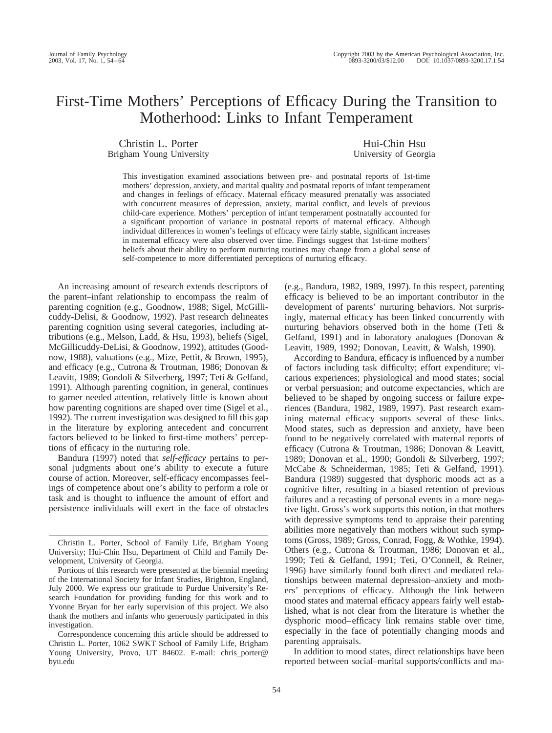# First-Time Mothers' Perceptions of Efficacy During the Transition to Motherhood: Links to Infant Temperament

Christin L. Porter
Brigham Young University

Hui-Chin Hsu
University of Georgia

This investigation examined associations between pre- and postnatal reports of 1st-time mothers' depression, anxiety, and marital quality and postnatal reports of infant temperament and changes in feelings of efficacy. Maternal efficacy measured prenatally was associated with concurrent measures of depression, anxiety, marital conflict, and levels of previous child-care experience. Mothers' perception of infant temperament postnatally accounted for a significant proportion of variance in postnatal reports of maternal efficacy. Although individual differences in women's feelings of efficacy were fairly stable, significant increases in maternal efficacy were also observed over time. Findings suggest that 1st-time mothers' beliefs about their ability to perform nurturing routines may change from a global sense of self-competence to more differentiated perceptions of nurturing efficacy.

An increasing amount of research extends descriptors of the parent–infant relationship to encompass the realm of parenting cognition (e.g., Goodnow, 1988; Sigel, McGillicuddy-Delisi, & Goodnow, 1992). Past research delineates parenting cognition using several categories, including attributions (e.g., Melson, Ladd, & Hsu, 1993), beliefs (Sigel, McGillicuddy-DeLisi, & Goodnow, 1992), attitudes (Goodnow, 1988), valuations (e.g., Mize, Pettit, & Brown, 1995), and efficacy (e.g., Cutrona & Troutman, 1986; Donovan & Leavitt, 1989; Gondoli & Silverberg, 1997; Teti & Gelfand, 1991). Although parenting cognition, in general, continues to garner needed attention, relatively little is known about how parenting cognitions are shaped over time (Sigel et al., 1992). The current investigation was designed to fill this gap in the literature by exploring antecedent and concurrent factors believed to be linked to first-time mothers' perceptions of efficacy in the nurturing role.

Bandura (1997) noted that *self-efficacy* pertains to personal judgments about one's ability to execute a future course of action. Moreover, self-efficacy encompasses feelings of competence about one's ability to perform a role or task and is thought to influence the amount of effort and persistence individuals will exert in the face of obstacles (e.g., Bandura, 1982, 1989, 1997). In this respect, parenting efficacy is believed to be an important contributor in the development of parents' nurturing behaviors. Not surprisingly, maternal efficacy has been linked concurrently with nurturing behaviors observed both in the home (Teti & Gelfand, 1991) and in laboratory analogues (Donovan & Leavitt, 1989, 1992; Donovan, Leavitt, & Walsh, 1990).

According to Bandura, efficacy is influenced by a number of factors including task difficulty; effort expenditure; vicarious experiences; physiological and mood states; social or verbal persuasion; and outcome expectancies, which are believed to be shaped by ongoing success or failure experiences (Bandura, 1982, 1989, 1997). Past research examining maternal efficacy supports several of these links. Mood states, such as depression and anxiety, have been found to be negatively correlated with maternal reports of efficacy (Cutrona & Troutman, 1986; Donovan & Leavitt, 1989; Donovan et al., 1990; Gondoli & Silverberg, 1997; McCabe & Schneiderman, 1985; Teti & Gelfand, 1991). Bandura (1989) suggested that dysphoric moods act as a cognitive filter, resulting in a biased retention of previous failures and a recasting of personal events in a more negative light. Gross's work supports this notion, in that mothers with depressive symptoms tend to appraise their parenting abilities more negatively than mothers without such symptoms (Gross, 1989; Gross, Conrad, Fogg, & Wothke, 1994). Others (e.g., Cutrona & Troutman, 1986; Donovan et al., 1990; Teti & Gelfand, 1991; Teti, O'Connell, & Reiner, 1996) have similarly found both direct and mediated relationships between maternal depression–anxiety and mothers' perceptions of efficacy. Although the link between mood states and maternal efficacy appears fairly well established, what is not clear from the literature is whether the dysphoric mood–efficacy link remains stable over time, especially in the face of potentially changing moods and parenting appraisals.

In addition to mood states, direct relationships have been reported between social–marital supports/conflicts and ma-

---

Christin L. Porter, School of Family Life, Brigham Young University; Hui-Chin Hsu, Department of Child and Family Development, University of Georgia.

Portions of this research were presented at the biennial meeting of the International Society for Infant Studies, Brighton, England, July 2000. We express our gratitude to Purdue University's Research Foundation for providing funding for this work and to Yvonne Bryan for her early supervision of this project. We also thank the mothers and infants who generously participated in this investigation.

Correspondence concerning this article should be addressed to Christin L. Porter, 1062 SWKT School of Family Life, Brigham Young University, Provo, UT 84602. E-mail: chris_porter@byu.edu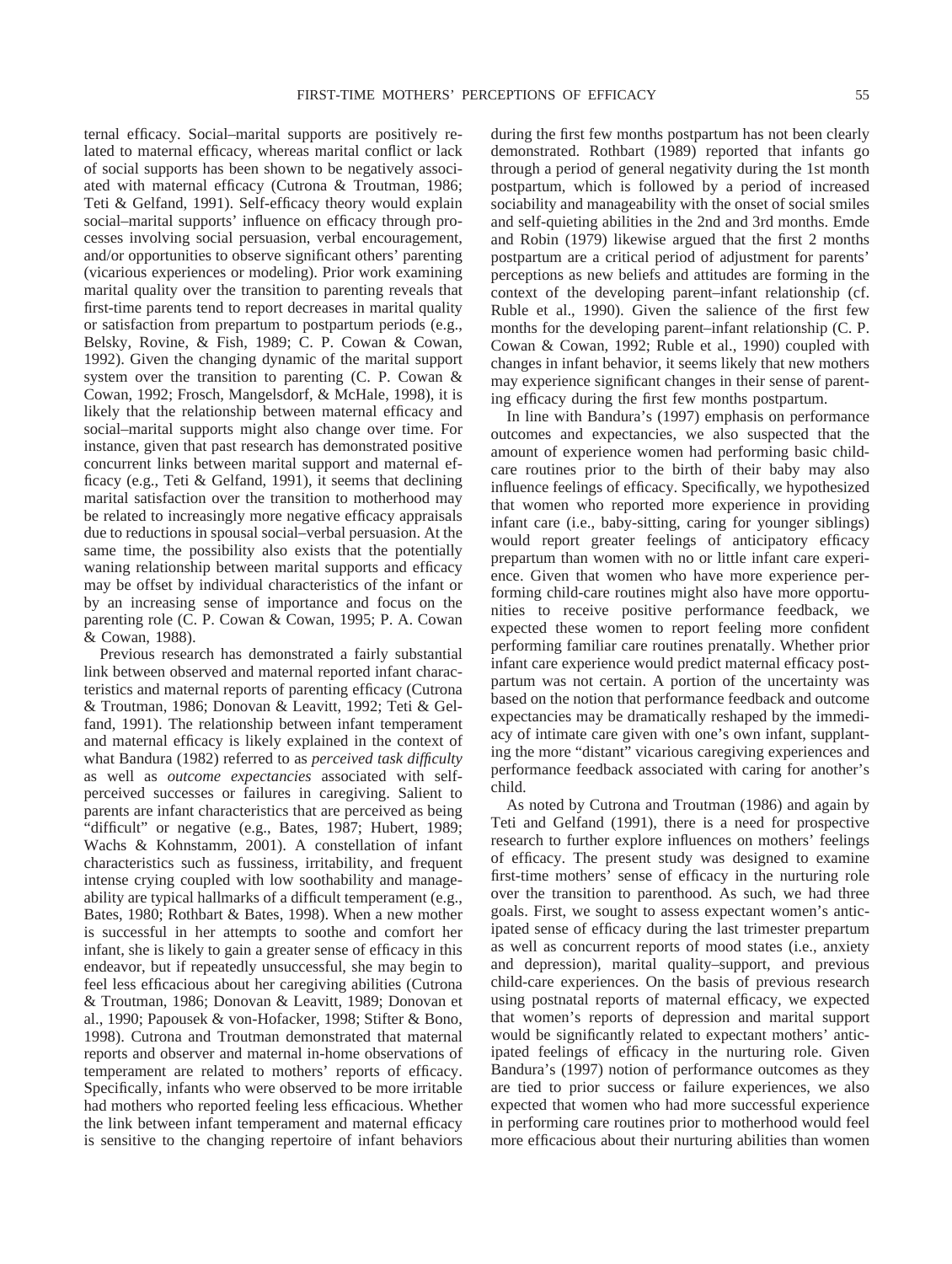ternal efficacy. Social–marital supports are positively related to maternal efficacy, whereas marital conflict or lack of social supports has been shown to be negatively associated with maternal efficacy (Cutrona & Troutman, 1986; Teti & Gelfand, 1991). Self-efficacy theory would explain social–marital supports' influence on efficacy through processes involving social persuasion, verbal encouragement, and/or opportunities to observe significant others' parenting (vicarious experiences or modeling). Prior work examining marital quality over the transition to parenting reveals that first-time parents tend to report decreases in marital quality or satisfaction from prepartum to postpartum periods (e.g., Belsky, Rovine, & Fish, 1989; C. P. Cowan & Cowan, 1992). Given the changing dynamic of the marital support system over the transition to parenting (C. P. Cowan & Cowan, 1992; Frosch, Mangelsdorf, & McHale, 1998), it is likely that the relationship between maternal efficacy and social–marital supports might also change over time. For instance, given that past research has demonstrated positive concurrent links between marital support and maternal efficacy (e.g., Teti & Gelfand, 1991), it seems that declining marital satisfaction over the transition to motherhood may be related to increasingly more negative efficacy appraisals due to reductions in spousal social–verbal persuasion. At the same time, the possibility also exists that the potentially waning relationship between marital supports and efficacy may be offset by individual characteristics of the infant or by an increasing sense of importance and focus on the parenting role (C. P. Cowan & Cowan, 1995; P. A. Cowan & Cowan, 1988).

Previous research has demonstrated a fairly substantial link between observed and maternal reported infant characteristics and maternal reports of parenting efficacy (Cutrona & Troutman, 1986; Donovan & Leavitt, 1992; Teti & Gelfand, 1991). The relationship between infant temperament and maternal efficacy is likely explained in the context of what Bandura (1982) referred to as *perceived task difficulty* as well as *outcome expectancies* associated with self-perceived successes or failures in caregiving. Salient to parents are infant characteristics that are perceived as being "difficult" or negative (e.g., Bates, 1987; Hubert, 1989; Wachs & Kohnstamm, 2001). A constellation of infant characteristics such as fussiness, irritability, and frequent intense crying coupled with low soothability and manageability are typical hallmarks of a difficult temperament (e.g., Bates, 1980; Rothbart & Bates, 1998). When a new mother is successful in her attempts to soothe and comfort her infant, she is likely to gain a greater sense of efficacy in this endeavor, but if repeatedly unsuccessful, she may begin to feel less efficacious about her caregiving abilities (Cutrona & Troutman, 1986; Donovan & Leavitt, 1989; Donovan et al., 1990; Papousek & von-Hofacker, 1998; Stifter & Bono, 1998). Cutrona and Troutman demonstrated that maternal reports and observer and maternal in-home observations of temperament are related to mothers' reports of efficacy. Specifically, infants who were observed to be more irritable had mothers who reported feeling less efficacious. Whether the link between infant temperament and maternal efficacy is sensitive to the changing repertoire of infant behaviors during the first few months postpartum has not been clearly demonstrated. Rothbart (1989) reported that infants go through a period of general negativity during the 1st month postpartum, which is followed by a period of increased sociability and manageability with the onset of social smiles and self-quieting abilities in the 2nd and 3rd months. Emde and Robin (1979) likewise argued that the first 2 months postpartum are a critical period of adjustment for parents' perceptions as new beliefs and attitudes are forming in the context of the developing parent–infant relationship (cf. Ruble et al., 1990). Given the salience of the first few months for the developing parent–infant relationship (C. P. Cowan & Cowan, 1992; Ruble et al., 1990) coupled with changes in infant behavior, it seems likely that new mothers may experience significant changes in their sense of parenting efficacy during the first few months postpartum.

In line with Bandura's (1997) emphasis on performance outcomes and expectancies, we also suspected that the amount of experience women had performing basic child-care routines prior to the birth of their baby may also influence feelings of efficacy. Specifically, we hypothesized that women who reported more experience in providing infant care (i.e., baby-sitting, caring for younger siblings) would report greater feelings of anticipatory efficacy prepartum than women with no or little infant care experience. Given that women who have more experience performing child-care routines might also have more opportunities to receive positive performance feedback, we expected these women to report feeling more confident performing familiar care routines prenatally. Whether prior infant care experience would predict maternal efficacy postpartum was not certain. A portion of the uncertainty was based on the notion that performance feedback and outcome expectancies may be dramatically reshaped by the immediacy of intimate care given with one's own infant, supplanting the more "distant" vicarious caregiving experiences and performance feedback associated with caring for another's child.

As noted by Cutrona and Troutman (1986) and again by Teti and Gelfand (1991), there is a need for prospective research to further explore influences on mothers' feelings of efficacy. The present study was designed to examine first-time mothers' sense of efficacy in the nurturing role over the transition to parenthood. As such, we had three goals. First, we sought to assess expectant women's anticipated sense of efficacy during the last trimester prepartum as well as concurrent reports of mood states (i.e., anxiety and depression), marital quality–support, and previous child-care experiences. On the basis of previous research using postnatal reports of maternal efficacy, we expected that women's reports of depression and marital support would be significantly related to expectant mothers' anticipated feelings of efficacy in the nurturing role. Given Bandura's (1997) notion of performance outcomes as they are tied to prior success or failure experiences, we also expected that women who had more successful experience in performing care routines prior to motherhood would feel more efficacious about their nurturing abilities than women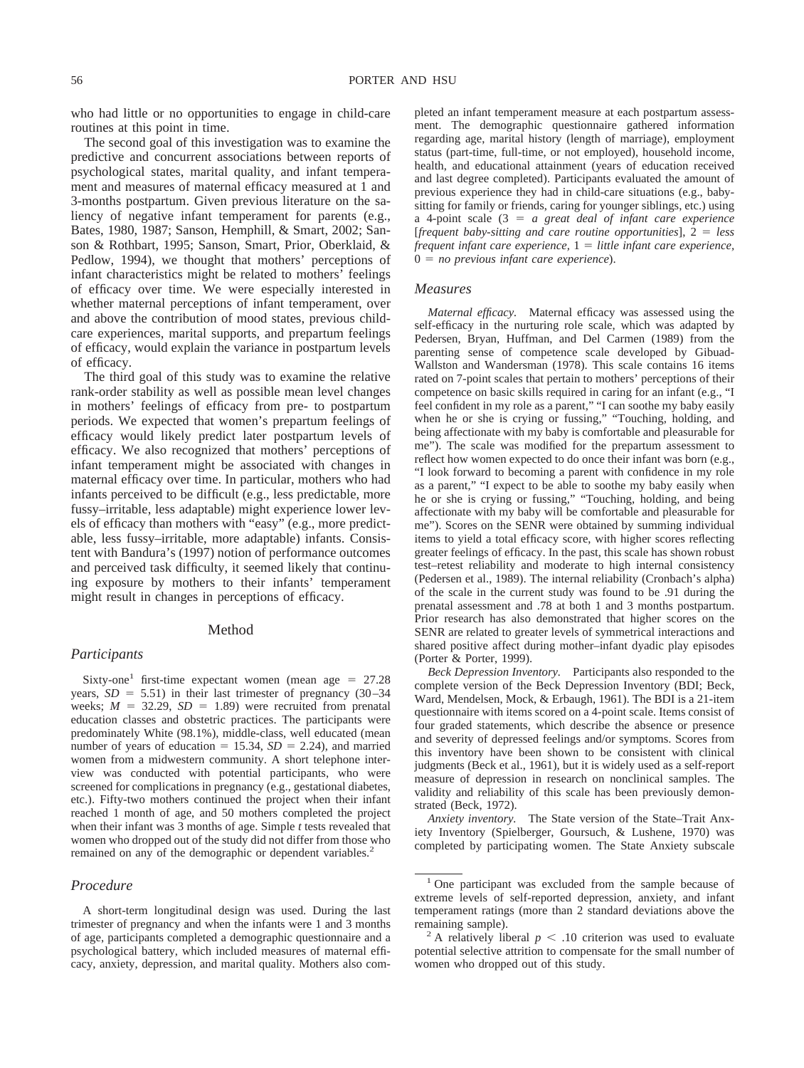who had little or no opportunities to engage in child-care routines at this point in time.

The second goal of this investigation was to examine the predictive and concurrent associations between reports of psychological states, marital quality, and infant temperament and measures of maternal efficacy measured at 1 and 3-months postpartum. Given previous literature on the saliency of negative infant temperament for parents (e.g., Bates, 1980, 1987; Sanson, Hemphill, & Smart, 2002; Sanson & Rothbart, 1995; Sanson, Smart, Prior, Oberklaid, & Pedlow, 1994), we thought that mothers' perceptions of infant characteristics might be related to mothers' feelings of efficacy over time. We were especially interested in whether maternal perceptions of infant temperament, over and above the contribution of mood states, previous child-care experiences, marital supports, and prepartum feelings of efficacy, would explain the variance in postpartum levels of efficacy.

The third goal of this study was to examine the relative rank-order stability as well as possible mean level changes in mothers' feelings of efficacy from pre- to postpartum periods. We expected that women's prepartum feelings of efficacy would likely predict later postpartum levels of efficacy. We also recognized that mothers' perceptions of infant temperament might be associated with changes in maternal efficacy over time. In particular, mothers who had infants perceived to be difficult (e.g., less predictable, more fussy–irritable, less adaptable) might experience lower levels of efficacy than mothers with "easy" (e.g., more predictable, less fussy–irritable, more adaptable) infants. Consistent with Bandura's (1997) notion of performance outcomes and perceived task difficulty, it seemed likely that continuing exposure by mothers to their infants' temperament might result in changes in perceptions of efficacy.

## Method

### Participants

Sixty-one[1] first-time expectant women (mean age = 27.28 years, $SD$ = 5.51) in their last trimester of pregnancy (30–34 weeks; $M$ = 32.29, $SD$ = 1.89) were recruited from prenatal education classes and obstetric practices. The participants were predominately White (98.1%), middle-class, well educated (mean number of years of education = 15.34, $SD$ = 2.24), and married women from a midwestern community. A short telephone interview was conducted with potential participants, who were screened for complications in pregnancy (e.g., gestational diabetes, etc.). Fifty-two mothers continued the project when their infant reached 1 month of age, and 50 mothers completed the project when their infant was 3 months of age. Simple $t$ tests revealed that women who dropped out of the study did not differ from those who remained on any of the demographic or dependent variables.[2]

### Procedure

A short-term longitudinal design was used. During the last trimester of pregnancy and when the infants were 1 and 3 months of age, participants completed a demographic questionnaire and a psychological battery, which included measures of maternal efficacy, anxiety, depression, and marital quality. Mothers also completed an infant temperament measure at each postpartum assessment. The demographic questionnaire gathered information regarding age, marital history (length of marriage), employment status (part-time, full-time, or not employed), household income, health, and educational attainment (years of education received and last degree completed). Participants evaluated the amount of previous experience they had in child-care situations (e.g., baby-sitting for family or friends, caring for younger siblings, etc.) using a 4-point scale (3 = *a great deal of infant care experience* [*frequent baby-sitting and care routine opportunities*], 2 = *less frequent infant care experience*, 1 = *little infant care experience*, 0 = *no previous infant care experience*).

### Measures

*Maternal efficacy.* Maternal efficacy was assessed using the self-efficacy in the nurturing role scale, which was adapted by Pedersen, Bryan, Huffman, and Del Carmen (1989) from the parenting sense of competence scale developed by Gibuad-Wallston and Wandersman (1978). This scale contains 16 items rated on 7-point scales that pertain to mothers' perceptions of their competence on basic skills required in caring for an infant (e.g., "I feel confident in my role as a parent," "I can soothe my baby easily when he or she is crying or fussing," "Touching, holding, and being affectionate with my baby is comfortable and pleasurable for me"). The scale was modified for the prepartum assessment to reflect how women expected to do once their infant was born (e.g., "I look forward to becoming a parent with confidence in my role as a parent," "I expect to be able to soothe my baby easily when he or she is crying or fussing," "Touching, holding, and being affectionate with my baby will be comfortable and pleasurable for me"). Scores on the SENR were obtained by summing individual items to yield a total efficacy score, with higher scores reflecting greater feelings of efficacy. In the past, this scale has shown robust test–retest reliability and moderate to high internal consistency (Pedersen et al., 1989). The internal reliability (Cronbach's alpha) of the scale in the current study was found to be .91 during the prenatal assessment and .78 at both 1 and 3 months postpartum. Prior research has also demonstrated that higher scores on the SENR are related to greater levels of symmetrical interactions and shared positive affect during mother–infant dyadic play episodes (Porter & Porter, 1999).

*Beck Depression Inventory.* Participants also responded to the complete version of the Beck Depression Inventory (BDI; Beck, Ward, Mendelsen, Mock, & Erbaugh, 1961). The BDI is a 21-item questionnaire with items scored on a 4-point scale. Items consist of four graded statements, which describe the absence or presence and severity of depressed feelings and/or symptoms. Scores from this inventory have been shown to be consistent with clinical judgments (Beck et al., 1961), but it is widely used as a self-report measure of depression in research on nonclinical samples. The validity and reliability of this scale has been previously demonstrated (Beck, 1972).

*Anxiety inventory.* The State version of the State–Trait Anxiety Inventory (Spielberger, Goursuch, & Lushene, 1970) was completed by participating women. The State Anxiety subscale

---

[1] One participant was excluded from the sample because of extreme levels of self-reported depression, anxiety, and infant temperament ratings (more than 2 standard deviations above the remaining sample).

[2] A relatively liberal $p < .10$ criterion was used to evaluate potential selective attrition to compensate for the small number of women who dropped out of this study.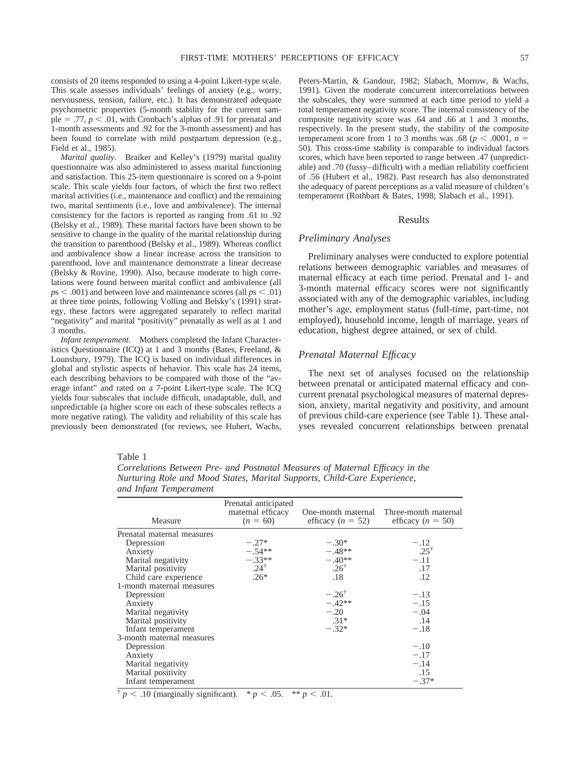consists of 20 items responded to using a 4-point Likert-type scale. This scale assesses individuals' feelings of anxiety (e.g., worry, nervousness, tension, failure, etc.). It has demonstrated adequate psychometric properties (5-month stability for the current sample = .77, $p < .01$, with Cronbach's alphas of .91 for prenatal and 1-month assessments and .92 for the 3-month assessment) and has been found to correlate with mild postpartum depression (e.g., Field et al., 1985).

*Marital quality.* Braiker and Kelley's (1979) marital quality questionnaire was also administered to assess marital functioning and satisfaction. This 25-item questionnaire is scored on a 9-point scale. This scale yields four factors, of which the first two reflect marital activities (i.e., maintenance and conflict) and the remaining two, marital sentiments (i.e., love and ambivalence). The internal consistency for the factors is reported as ranging from .61 to .92 (Belsky et al., 1989). These marital factors have been shown to be sensitive to change in the quality of the marital relationship during the transition to parenthood (Belsky et al., 1989). Whereas conflict and ambivalence show a linear increase across the transition to parenthood, love and maintenance demonstrate a linear decrease (Belsky & Rovine, 1990). Also, because moderate to high correlations were found between marital conflict and ambivalence (all $ps < .001$) and between love and maintenance scores (all $ps < .01$) at three time points, following Volling and Belsky's (1991) strategy, these factors were aggregated separately to reflect marital "negativity" and marital "positivity" prenatally as well as at 1 and 3 months.

*Infant temperament.* Mothers completed the Infant Characteristics Questionnaire (ICQ) at 1 and 3 months (Bates, Freeland, & Lounsbury, 1979). The ICQ is based on individual differences in global and stylistic aspects of behavior. This scale has 24 items, each describing behaviors to be compared with those of the "average infant" and rated on a 7-point Likert-type scale. The ICQ yields four subscales that include difficult, unadaptable, dull, and unpredictable (a higher score on each of these subscales reflects a more negative rating). The validity and reliability of this scale has previously been demonstrated (for reviews, see Hubert, Wachs, Peters-Martin, & Gandour, 1982; Slabach, Morrow, & Wachs, 1991). Given the moderate concurrent intercorrelations between the subscales, they were summed at each time period to yield a total temperament negativity score. The internal consistency of the composite negativity score was .64 and .66 at 1 and 3 months, respectively. In the present study, the stability of the composite temperament score from 1 to 3 months was .68 ($p < .0001$, $n = 50$). This cross-time stability is comparable to individual factors scores, which have been reported to range between .47 (unpredictable) and .70 (fussy–difficult) with a median reliability coefficient of .56 (Hubert et al., 1982). Past research has also demonstrated the adequacy of parent perceptions as a valid measure of children's temperament (Rothbart & Bates, 1998; Slabach et al., 1991).

## Results

### Preliminary Analyses

Preliminary analyses were conducted to explore potential relations between demographic variables and measures of maternal efficacy at each time period. Prenatal and 1- and 3-month maternal efficacy scores were not significantly associated with any of the demographic variables, including mother's age, employment status (full-time, part-time, not employed), household income, length of marriage, years of education, highest degree attained, or sex of child.

### Prenatal Maternal Efficacy

The next set of analyses focused on the relationship between prenatal or anticipated maternal efficacy and concurrent prenatal psychological measures of maternal depression, anxiety, marital negativity and positivity, and amount of previous child-care experience (see Table 1). These analyses revealed concurrent relationships between prenatal

Table 1
*Correlations Between Pre- and Postnatal Measures of Maternal Efficacy in the Nurturing Role and Mood States, Marital Supports, Child-Care Experience, and Infant Temperament*

| Measure | Prenatal anticipated maternal efficacy ($n = 60$) | One-month maternal efficacy ($n = 52$) | Three-month maternal efficacy ($n = 50$) |
|---|---|---|---|
| Prenatal maternal measures | | | |
| Depression | −.27* | −.30* | −.12 |
| Anxiety | −.54** | −.48** | .25† |
| Marital negativity | −.33** | −.40** | −.11 |
| Marital positivity | .24† | .26† | .17 |
| Child care experience | .26* | .18 | .12 |
| 1-month maternal measures | | | |
| Depression | | −.26† | −.13 |
| Anxiety | | −.42** | −.15 |
| Marital negativity | | −.20 | −.04 |
| Marital positivity | | .31* | .14 |
| Infant temperament | | −.32* | −.18 |
| 3-month maternal measures | | | |
| Depression | | | −.10 |
| Anxiety | | | −.17 |
| Marital negativity | | | −.14 |
| Marital positivity | | | .15 |
| Infant temperament | | | −.37* |

† $p < .10$ (marginally significant). * $p < .05$. ** $p < .01$.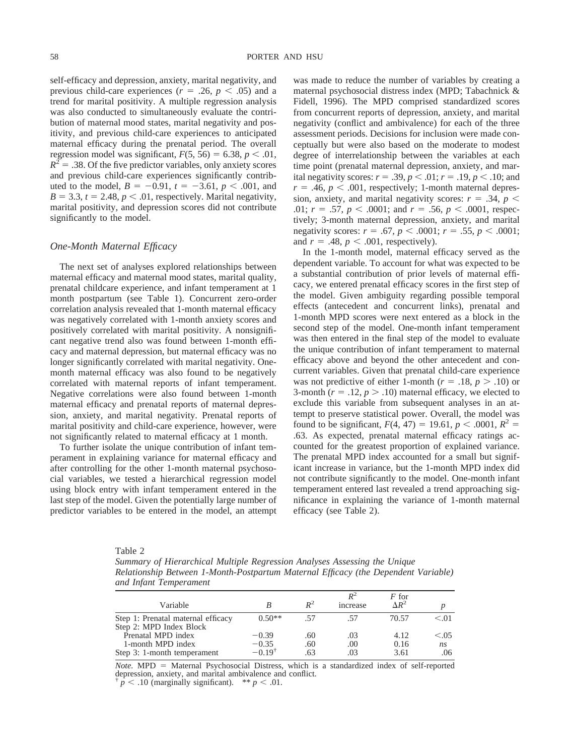self-efficacy and depression, anxiety, marital negativity, and previous child-care experiences ($r = .26$, $p < .05$) and a trend for marital positivity. A multiple regression analysis was also conducted to simultaneously evaluate the contribution of maternal mood states, marital negativity and positivity, and previous child-care experiences to anticipated maternal efficacy during the prenatal period. The overall regression model was significant, $F(5, 56) = 6.38$, $p < .01$, $R^2 = .38$. Of the five predictor variables, only anxiety scores and previous child-care experiences significantly contributed to the model, $B = -0.91$, $t = -3.61$, $p < .001$, and $B = 3.3$, $t = 2.48$, $p < .01$, respectively. Marital negativity, marital positivity, and depression scores did not contribute significantly to the model.

### *One-Month Maternal Efficacy*

The next set of analyses explored relationships between maternal efficacy and maternal mood states, marital quality, prenatal childcare experience, and infant temperament at 1 month postpartum (see Table 1). Concurrent zero-order correlation analysis revealed that 1-month maternal efficacy was negatively correlated with 1-month anxiety scores and positively correlated with marital positivity. A nonsignificant negative trend also was found between 1-month efficacy and maternal depression, but maternal efficacy was no longer significantly correlated with marital negativity. One-month maternal efficacy was also found to be negatively correlated with maternal reports of infant temperament. Negative correlations were also found between 1-month maternal efficacy and prenatal reports of maternal depression, anxiety, and marital negativity. Prenatal reports of marital positivity and child-care experience, however, were not significantly related to maternal efficacy at 1 month.

To further isolate the unique contribution of infant temperament in explaining variance for maternal efficacy and after controlling for the other 1-month maternal psychosocial variables, we tested a hierarchical regression model using block entry with infant temperament entered in the last step of the model. Given the potentially large number of predictor variables to be entered in the model, an attempt was made to reduce the number of variables by creating a maternal psychosocial distress index (MPD; Tabachnick & Fidell, 1996). The MPD comprised standardized scores from concurrent reports of depression, anxiety, and marital negativity (conflict and ambivalence) for each of the three assessment periods. Decisions for inclusion were made conceptually but were also based on the moderate to modest degree of interrelationship between the variables at each time point (prenatal maternal depression, anxiety, and marital negativity scores: $r = .39$, $p < .01$; $r = .19$, $p < .10$; and $r = .46$, $p < .001$, respectively; 1-month maternal depression, anxiety, and marital negativity scores: $r = .34$, $p < .01$; $r = .57$, $p < .0001$; and $r = .56$, $p < .0001$, respectively; 3-month maternal depression, anxiety, and marital negativity scores: $r = .67$, $p < .0001$; $r = .55$, $p < .0001$; and $r = .48$, $p < .001$, respectively).

In the 1-month model, maternal efficacy served as the dependent variable. To account for what was expected to be a substantial contribution of prior levels of maternal efficacy, we entered prenatal efficacy scores in the first step of the model. Given ambiguity regarding possible temporal effects (antecedent and concurrent links), prenatal and 1-month MPD scores were next entered as a block in the second step of the model. One-month infant temperament was then entered in the final step of the model to evaluate the unique contribution of infant temperament to maternal efficacy above and beyond the other antecedent and concurrent variables. Given that prenatal child-care experience was not predictive of either 1-month ($r = .18$, $p > .10$) or 3-month ($r = .12$, $p > .10$) maternal efficacy, we elected to exclude this variable from subsequent analyses in an attempt to preserve statistical power. Overall, the model was found to be significant, $F(4, 47) = 19.61$, $p < .0001$, $R^2 = .63$. As expected, prenatal maternal efficacy ratings accounted for the greatest proportion of explained variance. The prenatal MPD index accounted for a small but significant increase in variance, but the 1-month MPD index did not contribute significantly to the model. One-month infant temperament entered last revealed a trend approaching significance in explaining the variance of 1-month maternal efficacy (see Table 2).

Table 2

*Summary of Hierarchical Multiple Regression Analyses Assessing the Unique Relationship Between 1-Month-Postpartum Maternal Efficacy (the Dependent Variable) and Infant Temperament*

| Variable | $B$ | $R^2$ | $R^2$ increase | $F$ for $\Delta R^2$ | $p$ |
|---|---|---|---|---|---|
| Step 1: Prenatal maternal efficacy | 0.50** | .57 | .57 | 70.57 | <.01 |
| Step 2: MPD Index Block | | | | | |
| Prenatal MPD index | −0.39 | .60 | .03 | 4.12 | <.05 |
| 1-month MPD index | −0.35 | .60 | .00 | 0.16 | *ns* |
| Step 3: 1-month temperament | −0.19† | .63 | .03 | 3.61 | .06 |

*Note.* MPD = Maternal Psychosocial Distress, which is a standardized index of self-reported depression, anxiety, and marital ambivalence and conflict.
† $p < .10$ (marginally significant). ** $p < .01$.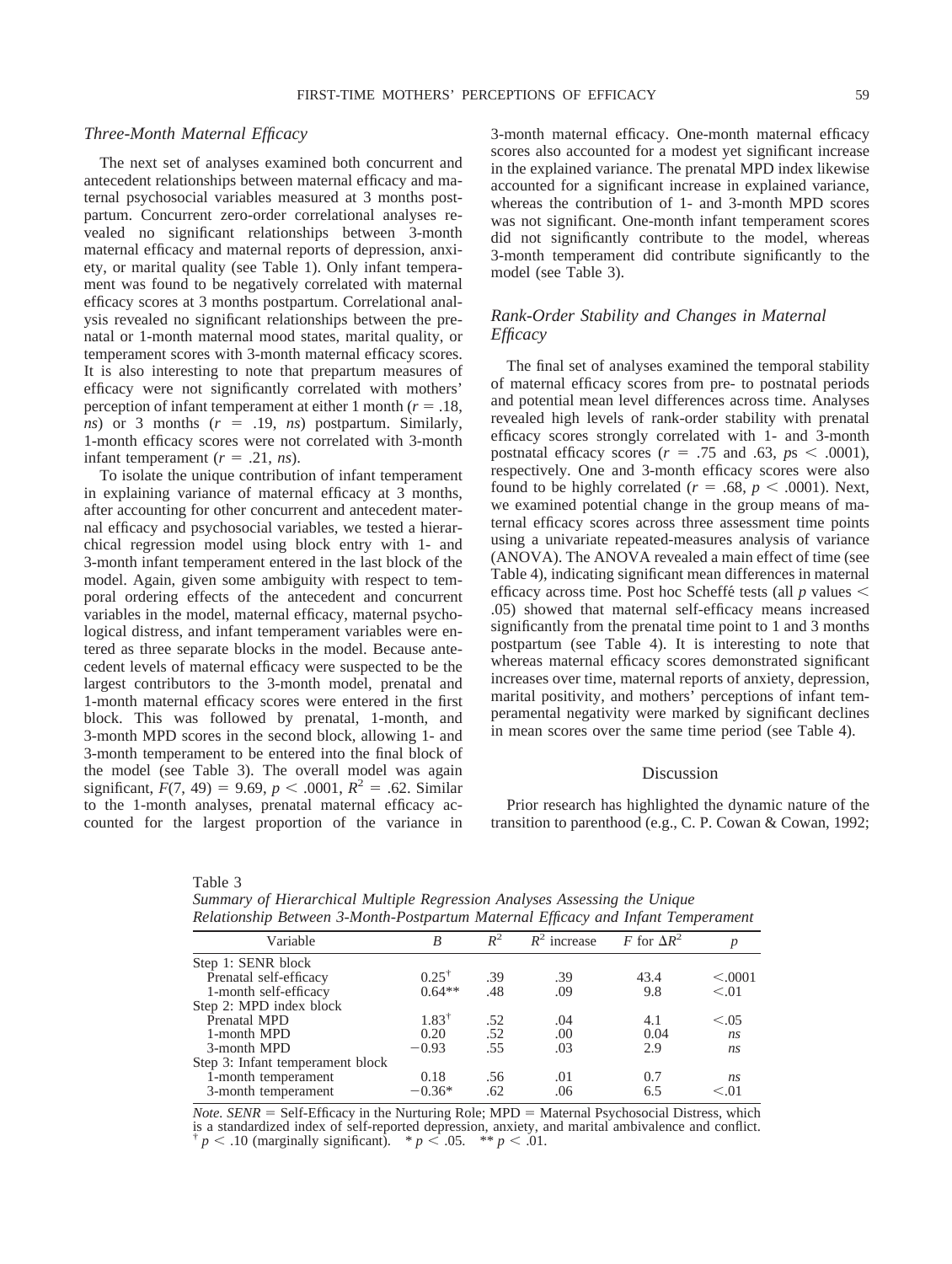### *Three-Month Maternal Efficacy*

The next set of analyses examined both concurrent and antecedent relationships between maternal efficacy and maternal psychosocial variables measured at 3 months postpartum. Concurrent zero-order correlational analyses revealed no significant relationships between 3-month maternal efficacy and maternal reports of depression, anxiety, or marital quality (see Table 1). Only infant temperament was found to be negatively correlated with maternal efficacy scores at 3 months postpartum. Correlational analysis revealed no significant relationships between the prenatal or 1-month maternal mood states, marital quality, or temperament scores with 3-month maternal efficacy scores. It is also interesting to note that prepartum measures of efficacy were not significantly correlated with mothers' perception of infant temperament at either 1 month ($r = .18$, *ns*) or 3 months ($r = .19$, *ns*) postpartum. Similarly, 1-month efficacy scores were not correlated with 3-month infant temperament ($r = .21$, *ns*).

To isolate the unique contribution of infant temperament in explaining variance of maternal efficacy at 3 months, after accounting for other concurrent and antecedent maternal efficacy and psychosocial variables, we tested a hierarchical regression model using block entry with 1- and 3-month infant temperament entered in the last block of the model. Again, given some ambiguity with respect to temporal ordering effects of the antecedent and concurrent variables in the model, maternal efficacy, maternal psychological distress, and infant temperament variables were entered as three separate blocks in the model. Because antecedent levels of maternal efficacy were suspected to be the largest contributors to the 3-month model, prenatal and 1-month maternal efficacy scores were entered in the first block. This was followed by prenatal, 1-month, and 3-month MPD scores in the second block, allowing 1- and 3-month temperament to be entered into the final block of the model (see Table 3). The overall model was again significant, $F(7, 49) = 9.69$, $p < .0001$, $R^2 = .62$. Similar to the 1-month analyses, prenatal maternal efficacy accounted for the largest proportion of the variance in 3-month maternal efficacy. One-month maternal efficacy scores also accounted for a modest yet significant increase in the explained variance. The prenatal MPD index likewise accounted for a significant increase in explained variance, whereas the contribution of 1- and 3-month MPD scores was not significant. One-month infant temperament scores did not significantly contribute to the model, whereas 3-month temperament did contribute significantly to the model (see Table 3).

### *Rank-Order Stability and Changes in Maternal Efficacy*

The final set of analyses examined the temporal stability of maternal efficacy scores from pre- to postnatal periods and potential mean level differences across time. Analyses revealed high levels of rank-order stability with prenatal efficacy scores strongly correlated with 1- and 3-month postnatal efficacy scores ($r = .75$ and $.63$, $p\text{s} < .0001$), respectively. One and 3-month efficacy scores were also found to be highly correlated ($r = .68$, $p < .0001$). Next, we examined potential change in the group means of maternal efficacy scores across three assessment time points using a univariate repeated-measures analysis of variance (ANOVA). The ANOVA revealed a main effect of time (see Table 4), indicating significant mean differences in maternal efficacy across time. Post hoc Scheffé tests (all $p$ values $<$ .05) showed that maternal self-efficacy means increased significantly from the prenatal time point to 1 and 3 months postpartum (see Table 4). It is interesting to note that whereas maternal efficacy scores demonstrated significant increases over time, maternal reports of anxiety, depression, marital positivity, and mothers' perceptions of infant temperamental negativity were marked by significant declines in mean scores over the same time period (see Table 4).

## Discussion

Prior research has highlighted the dynamic nature of the transition to parenthood (e.g., C. P. Cowan & Cowan, 1992;

Table 3
*Summary of Hierarchical Multiple Regression Analyses Assessing the Unique Relationship Between 3-Month-Postpartum Maternal Efficacy and Infant Temperament*

| Variable | $B$ | $R^2$ | $R^2$ increase | $F$ for $\Delta R^2$ | $p$ |
|---|---|---|---|---|---|
| Step 1: SENR block | | | | | |
| Prenatal self-efficacy | 0.25† | .39 | .39 | 43.4 | <.0001 |
| 1-month self-efficacy | 0.64** | .48 | .09 | 9.8 | <.01 |
| Step 2: MPD index block | | | | | |
| Prenatal MPD | 1.83† | .52 | .04 | 4.1 | <.05 |
| 1-month MPD | 0.20 | .52 | .00 | 0.04 | *ns* |
| 3-month MPD | −0.93 | .55 | .03 | 2.9 | *ns* |
| Step 3: Infant temperament block | | | | | |
| 1-month temperament | 0.18 | .56 | .01 | 0.7 | *ns* |
| 3-month temperament | −0.36* | .62 | .06 | 6.5 | <.01 |

*Note.* *SENR* = Self-Efficacy in the Nurturing Role; MPD = Maternal Psychosocial Distress, which is a standardized index of self-reported depression, anxiety, and marital ambivalence and conflict.
† $p < .10$ (marginally significant). * $p < .05$. ** $p < .01$.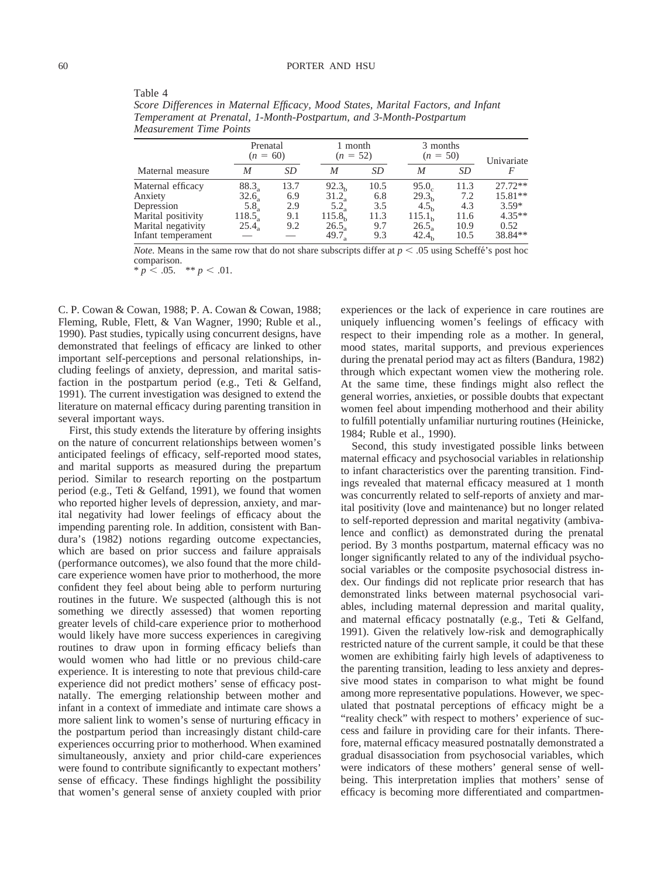Table 4
*Score Differences in Maternal Efficacy, Mood States, Marital Factors, and Infant Temperament at Prenatal, 1-Month-Postpartum, and 3-Month-Postpartum Measurement Time Points*

| Maternal measure | Prenatal ($n$ = 60) *M* | *SD* | 1 month ($n$ = 52) *M* | *SD* | 3 months ($n$ = 50) *M* | *SD* | Univariate *F* |
|---|---|---|---|---|---|---|---|
| Maternal efficacy | $88.3_a$ | 13.7 | $92.3_b$ | 10.5 | $95.0_c$ | 11.3 | 27.72** |
| Anxiety | $32.6_a$ | 6.9 | $31.2_a$ | 6.8 | $29.3_b$ | 7.2 | 15.81** |
| Depression | $5.8_a$ | 2.9 | $5.2_a$ | 3.5 | $4.5_b$ | 4.3 | 3.59* |
| Marital positivity | $118.5_a$ | 9.1 | $115.8_b$ | 11.3 | $115.1_b$ | 11.6 | 4.35** |
| Marital negativity | $25.4_a$ | 9.2 | $26.5_a$ | 9.7 | $26.5_a$ | 10.9 | 0.52 |
| Infant temperament | — | — | $49.7_a$ | 9.3 | $42.4_b$ | 10.5 | 38.84** |

*Note.* Means in the same row that do not share subscripts differ at $p < .05$ using Scheffé's post hoc comparison.
* $p < .05$. ** $p < .01$.

C. P. Cowan & Cowan, 1988; P. A. Cowan & Cowan, 1988; Fleming, Ruble, Flett, & Van Wagner, 1990; Ruble et al., 1990). Past studies, typically using concurrent designs, have demonstrated that feelings of efficacy are linked to other important self-perceptions and personal relationships, including feelings of anxiety, depression, and marital satisfaction in the postpartum period (e.g., Teti & Gelfand, 1991). The current investigation was designed to extend the literature on maternal efficacy during parenting transition in several important ways.

First, this study extends the literature by offering insights on the nature of concurrent relationships between women's anticipated feelings of efficacy, self-reported mood states, and marital supports as measured during the prepartum period. Similar to research reporting on the postpartum period (e.g., Teti & Gelfand, 1991), we found that women who reported higher levels of depression, anxiety, and marital negativity had lower feelings of efficacy about the impending parenting role. In addition, consistent with Bandura's (1982) notions regarding outcome expectancies, which are based on prior success and failure appraisals (performance outcomes), we also found that the more child-care experience women have prior to motherhood, the more confident they feel about being able to perform nurturing routines in the future. We suspected (although this is not something we directly assessed) that women reporting greater levels of child-care experience prior to motherhood would likely have more success experiences in caregiving routines to draw upon in forming efficacy beliefs than would women who had little or no previous child-care experience. It is interesting to note that previous child-care experience did not predict mothers' sense of efficacy postnatally. The emerging relationship between mother and infant in a context of immediate and intimate care shows a more salient link to women's sense of nurturing efficacy in the postpartum period than increasingly distant child-care experiences occurring prior to motherhood. When examined simultaneously, anxiety and prior child-care experiences were found to contribute significantly to expectant mothers' sense of efficacy. These findings highlight the possibility that women's general sense of anxiety coupled with prior experiences or the lack of experience in care routines are uniquely influencing women's feelings of efficacy with respect to their impending role as a mother. In general, mood states, marital supports, and previous experiences during the prenatal period may act as filters (Bandura, 1982) through which expectant women view the mothering role. At the same time, these findings might also reflect the general worries, anxieties, or possible doubts that expectant women feel about impending motherhood and their ability to fulfill potentially unfamiliar nurturing routines (Heinicke, 1984; Ruble et al., 1990).

Second, this study investigated possible links between maternal efficacy and psychosocial variables in relationship to infant characteristics over the parenting transition. Findings revealed that maternal efficacy measured at 1 month was concurrently related to self-reports of anxiety and marital positivity (love and maintenance) but no longer related to self-reported depression and marital negativity (ambivalence and conflict) as demonstrated during the prenatal period. By 3 months postpartum, maternal efficacy was no longer significantly related to any of the individual psychosocial variables or the composite psychosocial distress index. Our findings did not replicate prior research that has demonstrated links between maternal psychosocial variables, including maternal depression and marital quality, and maternal efficacy postnatally (e.g., Teti & Gelfand, 1991). Given the relatively low-risk and demographically restricted nature of the current sample, it could be that these women are exhibiting fairly high levels of adaptiveness to the parenting transition, leading to less anxiety and depressive mood states in comparison to what might be found among more representative populations. However, we speculated that postnatal perceptions of efficacy might be a "reality check" with respect to mothers' experience of success and failure in providing care for their infants. Therefore, maternal efficacy measured postnatally demonstrated a gradual disassociation from psychosocial variables, which were indicators of these mothers' general sense of well-being. This interpretation implies that mothers' sense of efficacy is becoming more differentiated and compartmen-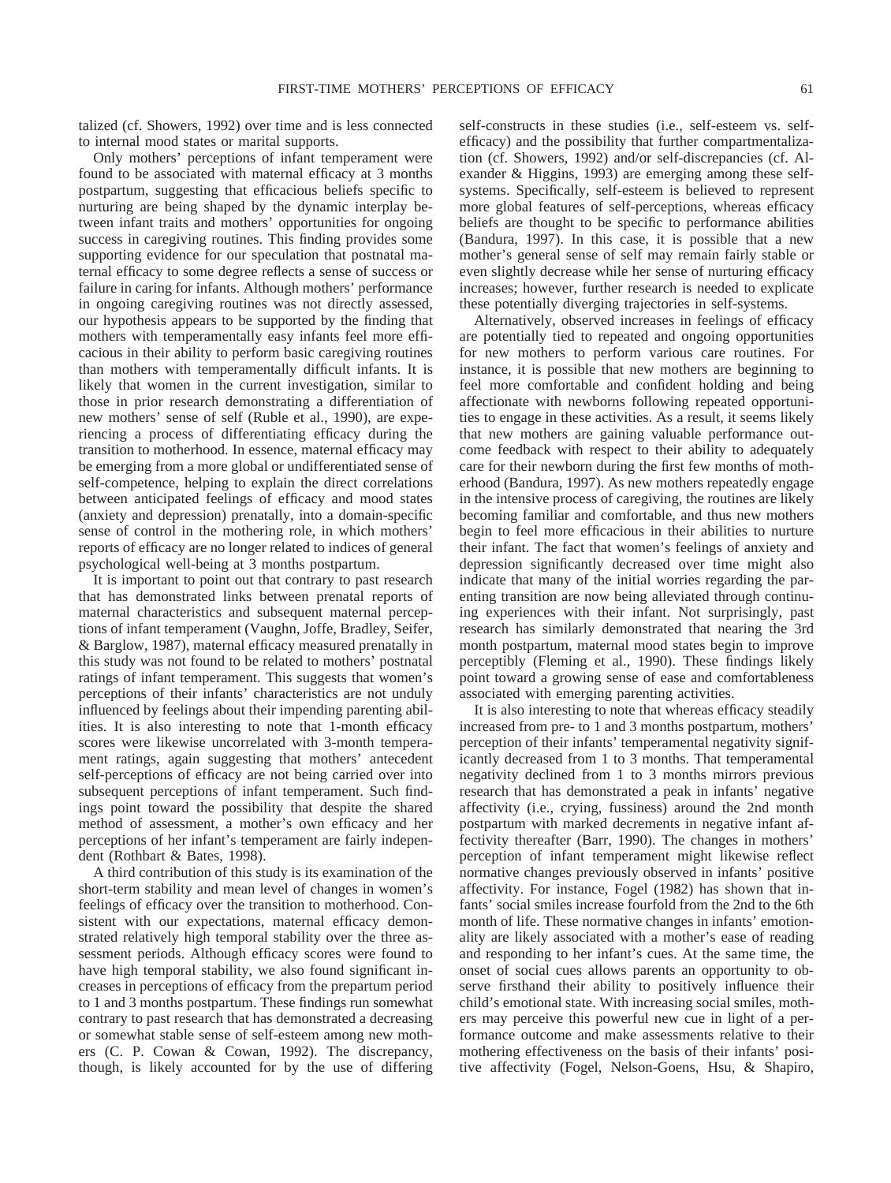talized (cf. Showers, 1992) over time and is less connected to internal mood states or marital supports.

Only mothers' perceptions of infant temperament were found to be associated with maternal efficacy at 3 months postpartum, suggesting that efficacious beliefs specific to nurturing are being shaped by the dynamic interplay between infant traits and mothers' opportunities for ongoing success in caregiving routines. This finding provides some supporting evidence for our speculation that postnatal maternal efficacy to some degree reflects a sense of success or failure in caring for infants. Although mothers' performance in ongoing caregiving routines was not directly assessed, our hypothesis appears to be supported by the finding that mothers with temperamentally easy infants feel more efficacious in their ability to perform basic caregiving routines than mothers with temperamentally difficult infants. It is likely that women in the current investigation, similar to those in prior research demonstrating a differentiation of new mothers' sense of self (Ruble et al., 1990), are experiencing a process of differentiating efficacy during the transition to motherhood. In essence, maternal efficacy may be emerging from a more global or undifferentiated sense of self-competence, helping to explain the direct correlations between anticipated feelings of efficacy and mood states (anxiety and depression) prenatally, into a domain-specific sense of control in the mothering role, in which mothers' reports of efficacy are no longer related to indices of general psychological well-being at 3 months postpartum.

It is important to point out that contrary to past research that has demonstrated links between prenatal reports of maternal characteristics and subsequent maternal perceptions of infant temperament (Vaughn, Joffe, Bradley, Seifer, & Barglow, 1987), maternal efficacy measured prenatally in this study was not found to be related to mothers' postnatal ratings of infant temperament. This suggests that women's perceptions of their infants' characteristics are not unduly influenced by feelings about their impending parenting abilities. It is also interesting to note that 1-month efficacy scores were likewise uncorrelated with 3-month temperament ratings, again suggesting that mothers' antecedent self-perceptions of efficacy are not being carried over into subsequent perceptions of infant temperament. Such findings point toward the possibility that despite the shared method of assessment, a mother's own efficacy and her perceptions of her infant's temperament are fairly independent (Rothbart & Bates, 1998).

A third contribution of this study is its examination of the short-term stability and mean level of changes in women's feelings of efficacy over the transition to motherhood. Consistent with our expectations, maternal efficacy demonstrated relatively high temporal stability over the three assessment periods. Although efficacy scores were found to have high temporal stability, we also found significant increases in perceptions of efficacy from the prepartum period to 1 and 3 months postpartum. These findings run somewhat contrary to past research that has demonstrated a decreasing or somewhat stable sense of self-esteem among new mothers (C. P. Cowan & Cowan, 1992). The discrepancy, though, is likely accounted for by the use of differing self-constructs in these studies (i.e., self-esteem vs. self-efficacy) and the possibility that further compartmentalization (cf. Showers, 1992) and/or self-discrepancies (cf. Alexander & Higgins, 1993) are emerging among these self-systems. Specifically, self-esteem is believed to represent more global features of self-perceptions, whereas efficacy beliefs are thought to be specific to performance abilities (Bandura, 1997). In this case, it is possible that a new mother's general sense of self may remain fairly stable or even slightly decrease while her sense of nurturing efficacy increases; however, further research is needed to explicate these potentially diverging trajectories in self-systems.

Alternatively, observed increases in feelings of efficacy are potentially tied to repeated and ongoing opportunities for new mothers to perform various care routines. For instance, it is possible that new mothers are beginning to feel more comfortable and confident holding and being affectionate with newborns following repeated opportunities to engage in these activities. As a result, it seems likely that new mothers are gaining valuable performance outcome feedback with respect to their ability to adequately care for their newborn during the first few months of motherhood (Bandura, 1997). As new mothers repeatedly engage in the intensive process of caregiving, the routines are likely becoming familiar and comfortable, and thus new mothers begin to feel more efficacious in their abilities to nurture their infant. The fact that women's feelings of anxiety and depression significantly decreased over time might also indicate that many of the initial worries regarding the parenting transition are now being alleviated through continuing experiences with their infant. Not surprisingly, past research has similarly demonstrated that nearing the 3rd month postpartum, maternal mood states begin to improve perceptibly (Fleming et al., 1990). These findings likely point toward a growing sense of ease and comfortableness associated with emerging parenting activities.

It is also interesting to note that whereas efficacy steadily increased from pre- to 1 and 3 months postpartum, mothers' perception of their infants' temperamental negativity significantly decreased from 1 to 3 months. That temperamental negativity declined from 1 to 3 months mirrors previous research that has demonstrated a peak in infants' negative affectivity (i.e., crying, fussiness) around the 2nd month postpartum with marked decrements in negative infant affectivity thereafter (Barr, 1990). The changes in mothers' perception of infant temperament might likewise reflect normative changes previously observed in infants' positive affectivity. For instance, Fogel (1982) has shown that infants' social smiles increase fourfold from the 2nd to the 6th month of life. These normative changes in infants' emotionality are likely associated with a mother's ease of reading and responding to her infant's cues. At the same time, the onset of social cues allows parents an opportunity to observe firsthand their ability to positively influence their child's emotional state. With increasing social smiles, mothers may perceive this powerful new cue in light of a performance outcome and make assessments relative to their mothering effectiveness on the basis of their infants' positive affectivity (Fogel, Nelson-Goens, Hsu, & Shapiro,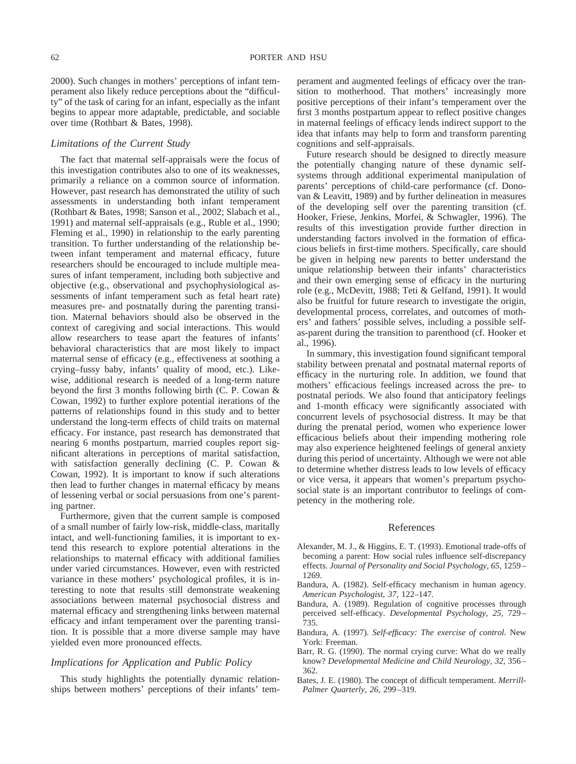2000). Such changes in mothers' perceptions of infant temperament also likely reduce perceptions about the "difficulty" of the task of caring for an infant, especially as the infant begins to appear more adaptable, predictable, and sociable over time (Rothbart & Bates, 1998).

### *Limitations of the Current Study*

The fact that maternal self-appraisals were the focus of this investigation contributes also to one of its weaknesses, primarily a reliance on a common source of information. However, past research has demonstrated the utility of such assessments in understanding both infant temperament (Rothbart & Bates, 1998; Sanson et al., 2002; Slabach et al., 1991) and maternal self-appraisals (e.g., Ruble et al., 1990; Fleming et al., 1990) in relationship to the early parenting transition. To further understanding of the relationship between infant temperament and maternal efficacy, future researchers should be encouraged to include multiple measures of infant temperament, including both subjective and objective (e.g., observational and psychophysiological assessments of infant temperament such as fetal heart rate) measures pre- and postnatally during the parenting transition. Maternal behaviors should also be observed in the context of caregiving and social interactions. This would allow researchers to tease apart the features of infants' behavioral characteristics that are most likely to impact maternal sense of efficacy (e.g., effectiveness at soothing a crying–fussy baby, infants' quality of mood, etc.). Likewise, additional research is needed of a long-term nature beyond the first 3 months following birth (C. P. Cowan & Cowan, 1992) to further explore potential iterations of the patterns of relationships found in this study and to better understand the long-term effects of child traits on maternal efficacy. For instance, past research has demonstrated that nearing 6 months postpartum, married couples report significant alterations in perceptions of marital satisfaction, with satisfaction generally declining (C. P. Cowan & Cowan, 1992). It is important to know if such alterations then lead to further changes in maternal efficacy by means of lessening verbal or social persuasions from one's parenting partner.

Furthermore, given that the current sample is composed of a small number of fairly low-risk, middle-class, maritally intact, and well-functioning families, it is important to extend this research to explore potential alterations in the relationships to maternal efficacy with additional families under varied circumstances. However, even with restricted variance in these mothers' psychological profiles, it is interesting to note that results still demonstrate weakening associations between maternal psychosocial distress and maternal efficacy and strengthening links between maternal efficacy and infant temperament over the parenting transition. It is possible that a more diverse sample may have yielded even more pronounced effects.

### *Implications for Application and Public Policy*

This study highlights the potentially dynamic relationships between mothers' perceptions of their infants' temperament and augmented feelings of efficacy over the transition to motherhood. That mothers' increasingly more positive perceptions of their infant's temperament over the first 3 months postpartum appear to reflect positive changes in maternal feelings of efficacy lends indirect support to the idea that infants may help to form and transform parenting cognitions and self-appraisals.

Future research should be designed to directly measure the potentially changing nature of these dynamic self-systems through additional experimental manipulation of parents' perceptions of child-care performance (cf. Donovan & Leavitt, 1989) and by further delineation in measures of the developing self over the parenting transition (cf. Hooker, Friese, Jenkins, Morfei, & Schwagler, 1996). The results of this investigation provide further direction in understanding factors involved in the formation of efficacious beliefs in first-time mothers. Specifically, care should be given in helping new parents to better understand the unique relationship between their infants' characteristics and their own emerging sense of efficacy in the nurturing role (e.g., McDevitt, 1988; Teti & Gelfand, 1991). It would also be fruitful for future research to investigate the origin, developmental process, correlates, and outcomes of mothers' and fathers' possible selves, including a possible self-as-parent during the transition to parenthood (cf. Hooker et al., 1996).

In summary, this investigation found significant temporal stability between prenatal and postnatal maternal reports of efficacy in the nurturing role. In addition, we found that mothers' efficacious feelings increased across the pre- to postnatal periods. We also found that anticipatory feelings and 1-month efficacy were significantly associated with concurrent levels of psychosocial distress. It may be that during the prenatal period, women who experience lower efficacious beliefs about their impending mothering role may also experience heightened feelings of general anxiety during this period of uncertainty. Although we were not able to determine whether distress leads to low levels of efficacy or vice versa, it appears that women's prepartum psychosocial state is an important contributor to feelings of competency in the mothering role.

## References

Alexander, M. J., & Higgins, E. T. (1993). Emotional trade-offs of becoming a parent: How social rules influence self-discrepancy effects. *Journal of Personality and Social Psychology, 65,* 1259–1269.

Bandura, A. (1982). Self-efficacy mechanism in human agency. *American Psychologist, 37,* 122–147.

Bandura, A. (1989). Regulation of cognitive processes through perceived self-efficacy. *Developmental Psychology, 25,* 729–735.

Bandura, A. (1997). *Self-efficacy: The exercise of control.* New York: Freeman.

Barr, R. G. (1990). The normal crying curve: What do we really know? *Developmental Medicine and Child Neurology, 32,* 356–362.

Bates, J. E. (1980). The concept of difficult temperament. *Merrill-Palmer Quarterly, 26,* 299–319.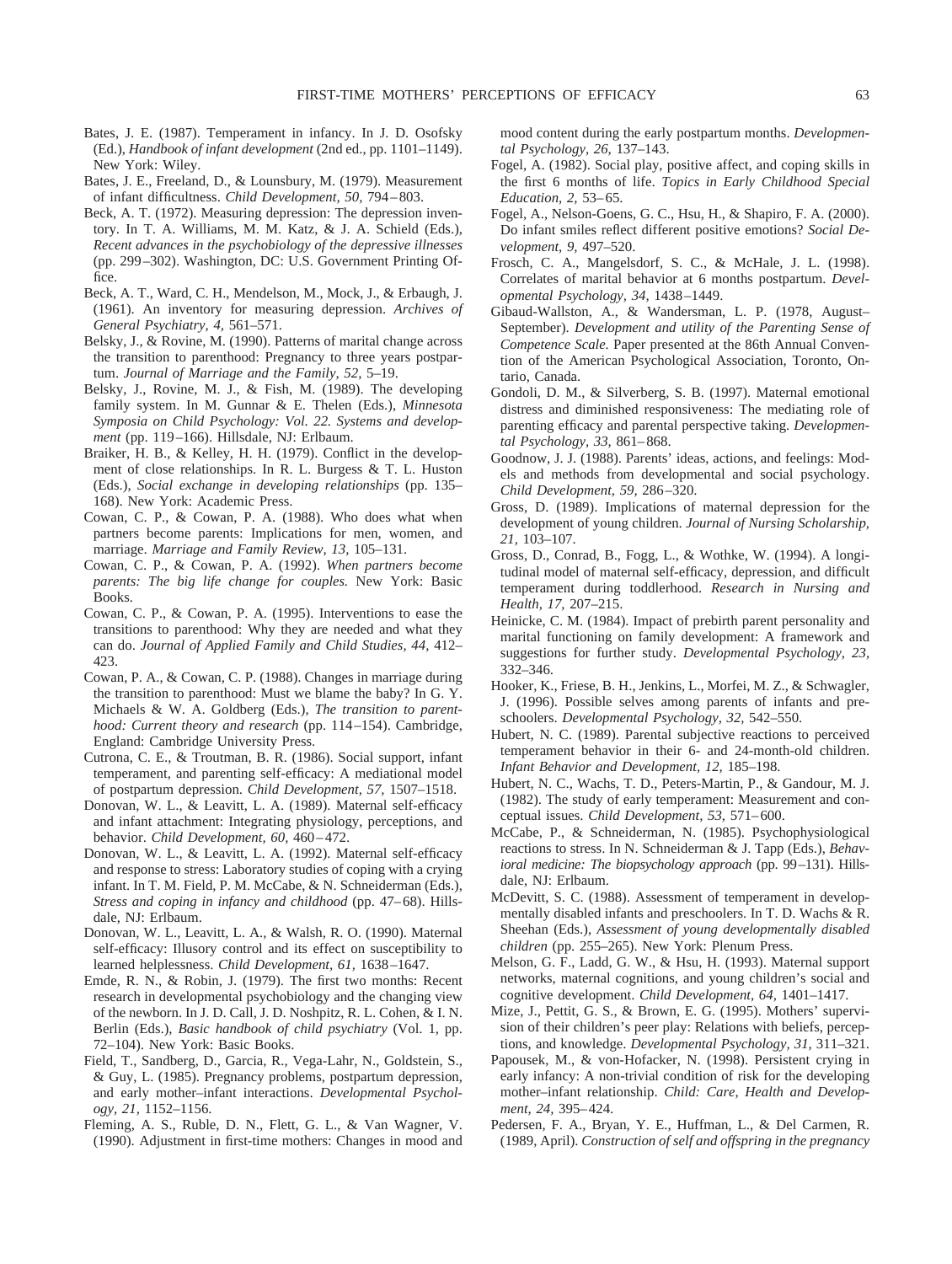Bates, J. E. (1987). Temperament in infancy. In J. D. Osofsky (Ed.), *Handbook of infant development* (2nd ed., pp. 1101–1149). New York: Wiley.

Bates, J. E., Freeland, D., & Lounsbury, M. (1979). Measurement of infant difficultness. *Child Development, 50,* 794–803.

Beck, A. T. (1972). Measuring depression: The depression inventory. In T. A. Williams, M. M. Katz, & J. A. Schield (Eds.), *Recent advances in the psychobiology of the depressive illnesses* (pp. 299–302). Washington, DC: U.S. Government Printing Office.

Beck, A. T., Ward, C. H., Mendelson, M., Mock, J., & Erbaugh, J. (1961). An inventory for measuring depression. *Archives of General Psychiatry, 4,* 561–571.

Belsky, J., & Rovine, M. (1990). Patterns of marital change across the transition to parenthood: Pregnancy to three years postpartum. *Journal of Marriage and the Family, 52,* 5–19.

Belsky, J., Rovine, M. J., & Fish, M. (1989). The developing family system. In M. Gunnar & E. Thelen (Eds.), *Minnesota Symposia on Child Psychology: Vol. 22. Systems and development* (pp. 119–166). Hillsdale, NJ: Erlbaum.

Braiker, H. B., & Kelley, H. H. (1979). Conflict in the development of close relationships. In R. L. Burgess & T. L. Huston (Eds.), *Social exchange in developing relationships* (pp. 135–168). New York: Academic Press.

Cowan, C. P., & Cowan, P. A. (1988). Who does what when partners become parents: Implications for men, women, and marriage. *Marriage and Family Review, 13,* 105–131.

Cowan, C. P., & Cowan, P. A. (1992). *When partners become parents: The big life change for couples.* New York: Basic Books.

Cowan, C. P., & Cowan, P. A. (1995). Interventions to ease the transitions to parenthood: Why they are needed and what they can do. *Journal of Applied Family and Child Studies, 44,* 412–423.

Cowan, P. A., & Cowan, C. P. (1988). Changes in marriage during the transition to parenthood: Must we blame the baby? In G. Y. Michaels & W. A. Goldberg (Eds.), *The transition to parenthood: Current theory and research* (pp. 114–154). Cambridge, England: Cambridge University Press.

Cutrona, C. E., & Troutman, B. R. (1986). Social support, infant temperament, and parenting self-efficacy: A mediational model of postpartum depression. *Child Development, 57,* 1507–1518.

Donovan, W. L., & Leavitt, L. A. (1989). Maternal self-efficacy and infant attachment: Integrating physiology, perceptions, and behavior. *Child Development, 60,* 460–472.

Donovan, W. L., & Leavitt, L. A. (1992). Maternal self-efficacy and response to stress: Laboratory studies of coping with a crying infant. In T. M. Field, P. M. McCabe, & N. Schneiderman (Eds.), *Stress and coping in infancy and childhood* (pp. 47–68). Hillsdale, NJ: Erlbaum.

Donovan, W. L., Leavitt, L. A., & Walsh, R. O. (1990). Maternal self-efficacy: Illusory control and its effect on susceptibility to learned helplessness. *Child Development, 61,* 1638–1647.

Emde, R. N., & Robin, J. (1979). The first two months: Recent research in developmental psychobiology and the changing view of the newborn. In J. D. Call, J. D. Noshpitz, R. L. Cohen, & I. N. Berlin (Eds.), *Basic handbook of child psychiatry* (Vol. 1, pp. 72–104). New York: Basic Books.

Field, T., Sandberg, D., Garcia, R., Vega-Lahr, N., Goldstein, S., & Guy, L. (1985). Pregnancy problems, postpartum depression, and early mother–infant interactions. *Developmental Psychology, 21,* 1152–1156.

Fleming, A. S., Ruble, D. N., Flett, G. L., & Van Wagner, V. (1990). Adjustment in first-time mothers: Changes in mood and mood content during the early postpartum months. *Developmental Psychology, 26,* 137–143.

Fogel, A. (1982). Social play, positive affect, and coping skills in the first 6 months of life. *Topics in Early Childhood Special Education, 2,* 53–65.

Fogel, A., Nelson-Goens, G. C., Hsu, H., & Shapiro, F. A. (2000). Do infant smiles reflect different positive emotions? *Social Development, 9,* 497–520.

Frosch, C. A., Mangelsdorf, S. C., & McHale, J. L. (1998). Correlates of marital behavior at 6 months postpartum. *Developmental Psychology, 34,* 1438–1449.

Gibaud-Wallston, A., & Wandersman, L. P. (1978, August–September). *Development and utility of the Parenting Sense of Competence Scale.* Paper presented at the 86th Annual Convention of the American Psychological Association, Toronto, Ontario, Canada.

Gondoli, D. M., & Silverberg, S. B. (1997). Maternal emotional distress and diminished responsiveness: The mediating role of parenting efficacy and parental perspective taking. *Developmental Psychology, 33,* 861–868.

Goodnow, J. J. (1988). Parents' ideas, actions, and feelings: Models and methods from developmental and social psychology. *Child Development, 59,* 286–320.

Gross, D. (1989). Implications of maternal depression for the development of young children. *Journal of Nursing Scholarship, 21,* 103–107.

Gross, D., Conrad, B., Fogg, L., & Wothke, W. (1994). A longitudinal model of maternal self-efficacy, depression, and difficult temperament during toddlerhood. *Research in Nursing and Health, 17,* 207–215.

Heinicke, C. M. (1984). Impact of prebirth parent personality and marital functioning on family development: A framework and suggestions for further study. *Developmental Psychology, 23,* 332–346.

Hooker, K., Friese, B. H., Jenkins, L., Morfei, M. Z., & Schwagler, J. (1996). Possible selves among parents of infants and preschoolers. *Developmental Psychology, 32,* 542–550.

Hubert, N. C. (1989). Parental subjective reactions to perceived temperament behavior in their 6- and 24-month-old children. *Infant Behavior and Development, 12,* 185–198.

Hubert, N. C., Wachs, T. D., Peters-Martin, P., & Gandour, M. J. (1982). The study of early temperament: Measurement and conceptual issues. *Child Development, 53,* 571–600.

McCabe, P., & Schneiderman, N. (1985). Psychophysiological reactions to stress. In N. Schneiderman & J. Tapp (Eds.), *Behavioral medicine: The biopsychology approach* (pp. 99–131). Hillsdale, NJ: Erlbaum.

McDevitt, S. C. (1988). Assessment of temperament in developmentally disabled infants and preschoolers. In T. D. Wachs & R. Sheehan (Eds.), *Assessment of young developmentally disabled children* (pp. 255–265). New York: Plenum Press.

Melson, G. F., Ladd, G. W., & Hsu, H. (1993). Maternal support networks, maternal cognitions, and young children's social and cognitive development. *Child Development, 64,* 1401–1417.

Mize, J., Pettit, G. S., & Brown, E. G. (1995). Mothers' supervision of their children's peer play: Relations with beliefs, perceptions, and knowledge. *Developmental Psychology, 31,* 311–321.

Papousek, M., & von-Hofacker, N. (1998). Persistent crying in early infancy: A non-trivial condition of risk for the developing mother–infant relationship. *Child: Care, Health and Development, 24,* 395–424.

Pedersen, F. A., Bryan, Y. E., Huffman, L., & Del Carmen, R. (1989, April). *Construction of self and offspring in the pregnancy*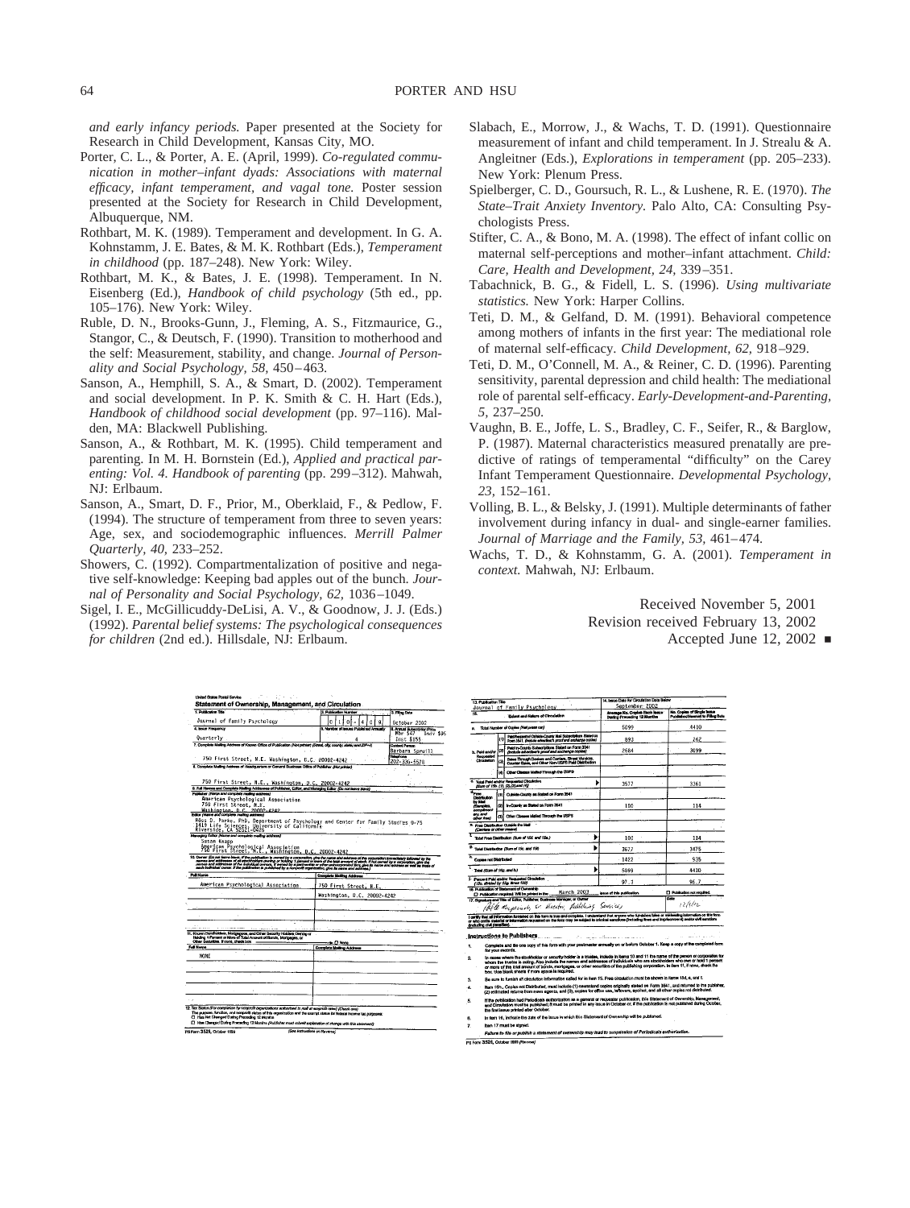and early infancy periods. Paper presented at the Society for Research in Child Development, Kansas City, MO.

Porter, C. L., & Porter, A. E. (April, 1999). *Co-regulated communication in mother–infant dyads: Associations with maternal efficacy, infant temperament, and vagal tone.* Poster session presented at the Society for Research in Child Development, Albuquerque, NM.

Rothbart, M. K. (1989). Temperament and development. In G. A. Kohnstamm, J. E. Bates, & M. K. Rothbart (Eds.), *Temperament in childhood* (pp. 187–248). New York: Wiley.

Rothbart, M. K., & Bates, J. E. (1998). Temperament. In N. Eisenberg (Ed.), *Handbook of child psychology* (5th ed., pp. 105–176). New York: Wiley.

Ruble, D. N., Brooks-Gunn, J., Fleming, A. S., Fitzmaurice, G., Stangor, C., & Deutsch, F. (1990). Transition to motherhood and the self: Measurement, stability, and change. *Journal of Personality and Social Psychology, 58,* 450–463.

Sanson, A., Hemphill, S. A., & Smart, D. (2002). Temperament and social development. In P. K. Smith & C. H. Hart (Eds.), *Handbook of childhood social development* (pp. 97–116). Malden, MA: Blackwell Publishing.

Sanson, A., & Rothbart, M. K. (1995). Child temperament and parenting. In M. H. Bornstein (Ed.), *Applied and practical parenting: Vol. 4. Handbook of parenting* (pp. 299–312). Mahwah, NJ: Erlbaum.

Sanson, A., Smart, D. F., Prior, M., Oberklaid, F., & Pedlow, F. (1994). The structure of temperament from three to seven years: Age, sex, and sociodemographic influences. *Merrill Palmer Quarterly, 40,* 233–252.

Showers, C. (1992). Compartmentalization of positive and negative self-knowledge: Keeping bad apples out of the bunch. *Journal of Personality and Social Psychology, 62,* 1036–1049.

Sigel, I. E., McGillicuddy-DeLisi, A. V., & Goodnow, J. J. (Eds.) (1992). *Parental belief systems: The psychological consequences for children* (2nd ed.). Hillsdale, NJ: Erlbaum.

Slabach, E., Morrow, J., & Wachs, T. D. (1991). Questionnaire measurement of infant and child temperament. In J. Strealu & A. Angleitner (Eds.), *Explorations in temperament* (pp. 205–233). New York: Plenum Press.

Spielberger, C. D., Goursuch, R. L., & Lushene, R. E. (1970). *The State–Trait Anxiety Inventory.* Palo Alto, CA: Consulting Psychologists Press.

Stifter, C. A., & Bono, M. A. (1998). The effect of infant collic on maternal self-perceptions and mother–infant attachment. *Child: Care, Health and Development, 24,* 339–351.

Tabachnick, B. G., & Fidell, L. S. (1996). *Using multivariate statistics.* New York: Harper Collins.

Teti, D. M., & Gelfand, D. M. (1991). Behavioral competence among mothers of infants in the first year: The mediational role of maternal self-efficacy. *Child Development, 62,* 918–929.

Teti, D. M., O'Connell, M. A., & Reiner, C. D. (1996). Parenting sensitivity, parental depression and child health: The mediational role of parental self-efficacy. *Early-Development-and-Parenting, 5,* 237–250.

Vaughn, B. E., Joffe, L. S., Bradley, C. F., Seifer, R., & Barglow, P. (1987). Maternal characteristics measured prenatally are predictive of ratings of temperamental "difficulty" on the Carey Infant Temperament Questionnaire. *Developmental Psychology, 23,* 152–161.

Volling, B. L., & Belsky, J. (1991). Multiple determinants of father involvement during infancy in dual- and single-earner families. *Journal of Marriage and the Family, 53,* 461–474.

Wachs, T. D., & Kohnstamm, G. A. (2001). *Temperament in context.* Mahwah, NJ: Erlbaum.

Received November 5, 2001
Revision received February 13, 2002
Accepted June 12, 2002 ■

United States Postal Service
**Statement of Ownership, Management, and Circulation**

1. Publication Title: Journal of Family Psychology
2. Publication Number: 0 1 0 - 6 0 9
3. Filing Date: October 2002
4. Issue Frequency: Quarterly
5. Number of Issues Published Annually: 4
6. Annual Subscription Price: Mbr $57 Indiv $96 Inst $155
7. Complete Mailing Address of Known Office of Publication: 750 First Street, N.E. Washington, D.C. 20002-4242
Contact Person: Barbara Spruill
Telephone: 202-336-5578
8. Complete Mailing Address of Headquarters or General Business Office of Publisher: 750 First Street, N.E., Washington, D.C. 20002-4242
9. Full Names and Complete Mailing Addresses of Publisher, Editor, and Managing Editor
Publisher: American Psychological Association, 750 First Street, N.E., Washington, D.C. 20002-4242
Editor: Ross D. Parke, PhD, Department of Psychology and Center for Family Studies 0-75, 1419 Life Sciences, University of California, Riverside, CA 92521-0426
Managing Editor: Susan Knapp, American Psychological Association, 750 First Street, N.E., Washington, D.C. 20002-4242
10. Owner

| Full Name | Complete Mailing Address |
|---|---|
| American Psychological Association | 750 First Street, N.E. Washington, D.C. 20002-4242 |

11. Known Bondholders, Mortgagees, and Other Security Holders Owning or Holding 1 Percent or More of Total Amount of Bonds, Mortgages, or Other Securities: NONE

12. Tax Status (For completion by nonprofit organizations authorized to mail at nonprofit rates)

PS Form 3526, October 1999

13. Publication Title: Journal of Family Psychology
14. Issue Date for Circulation Data Below: September 2002

| 15. Extent and Nature of Circulation | | Average No. Copies Each Issue During Preceding 12 Months | No. Copies of Single Issue Published Nearest to Filing Date |
|---|---|---|---|
| a. Total Number of Copies (Net press run) | | 5099 | 4410 |
| b. Paid and/or Requested Circulation | (1) Paid/Requested Outside-County Mail Subscriptions Stated on Form 3541 | 893 | 262 |
| | (2) Paid In-County Subscriptions Stated on Form 3541 | 2684 | 3099 |
| | (3) Sales Through Dealers and Carriers, Street Vendors, Counter Sales, and Other Non-USPS Paid Distribution | | |
| | (4) Other Classes Mailed Through the USPS | | |
| c. Total Paid and/or Requested Circulation | | 3577 | 3361 |
| d. Free Distribution by Mail | (1) Outside-County as Stated on Form 3541 | | |
| | (2) In-County as Stated on Form 3541 | 100 | 114 |
| | (3) Other Classes Mailed Through the USPS | | |
| e. Free Distribution Outside the Mail | | | |
| f. Total Free Distribution | | 100 | 114 |
| g. Total Distribution | | 3677 | 3475 |
| h. Copies not Distributed | | 1422 | 935 |
| i. Total | | 5099 | 4410 |
| j. Percent Paid and/or Requested Circulation | | 97.3 | 96.7 |

16. Publication of Statement of Ownership: Publication required. Will be printed in the March 2003 issue of this publication.
17. Signature and Title of Editor, Publisher, Business Manager, or Owner: Director, Publishing Services — Date: 12/1/02

**Instructions to Publishers**

PS Form 3526, October 1999 (Reverse)